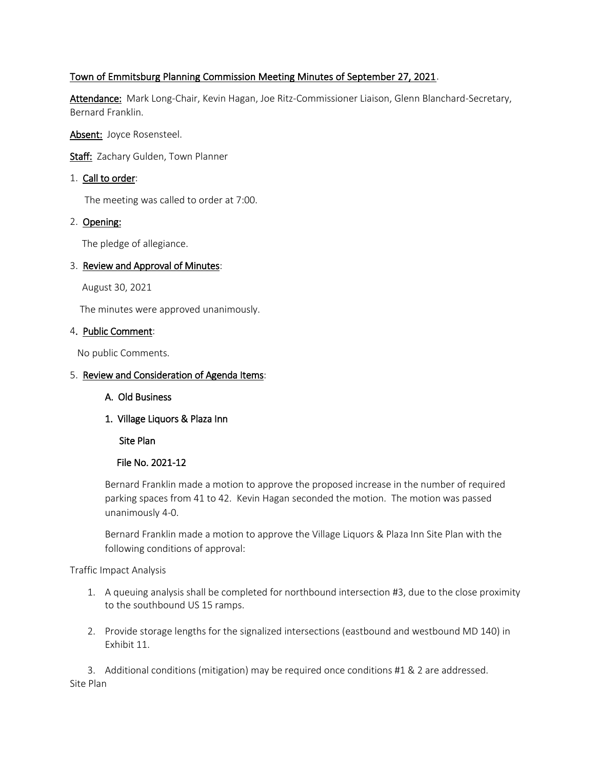Town of Emmitsburg Planning Commission Meeting Minutes of September 27, 2021.

**Attendance:** Mark Long-Chair, Kevin Hagan, Joe Ritz-Commissioner Liaison, Glenn Blanchard-Secretary, Bernard Franklin.

**Absent:** Joyce Rosensteel.

**Staff:** Zachary Gulden, Town Planner

1. **Call to order:**

   The meeting was called to order at 7:00.

2. **Opening:**

   The pledge of allegiance.

3. **Review and Approval of Minutes:**

   August 30, 2021

   The minutes were approved unanimously.

4. **Public Comment:**

   No public Comments.

5. **Review and Consideration of Agenda Items:**

   A. Old Business

   1. Village Liquors & Plaza Inn

      Site Plan

      File No. 2021-12

   Bernard Franklin made a motion to approve the proposed increase in the number of required parking spaces from 41 to 42. Kevin Hagan seconded the motion. The motion was passed unanimously 4-0.

   Bernard Franklin made a motion to approve the Village Liquors & Plaza Inn Site Plan with the following conditions of approval:

Traffic Impact Analysis

1. A queuing analysis shall be completed for northbound intersection #3, due to the close proximity to the southbound US 15 ramps.

2. Provide storage lengths for the signalized intersections (eastbound and westbound MD 140) in Exhibit 11.

3. Additional conditions (mitigation) may be required once conditions #1 & 2 are addressed.

Site Plan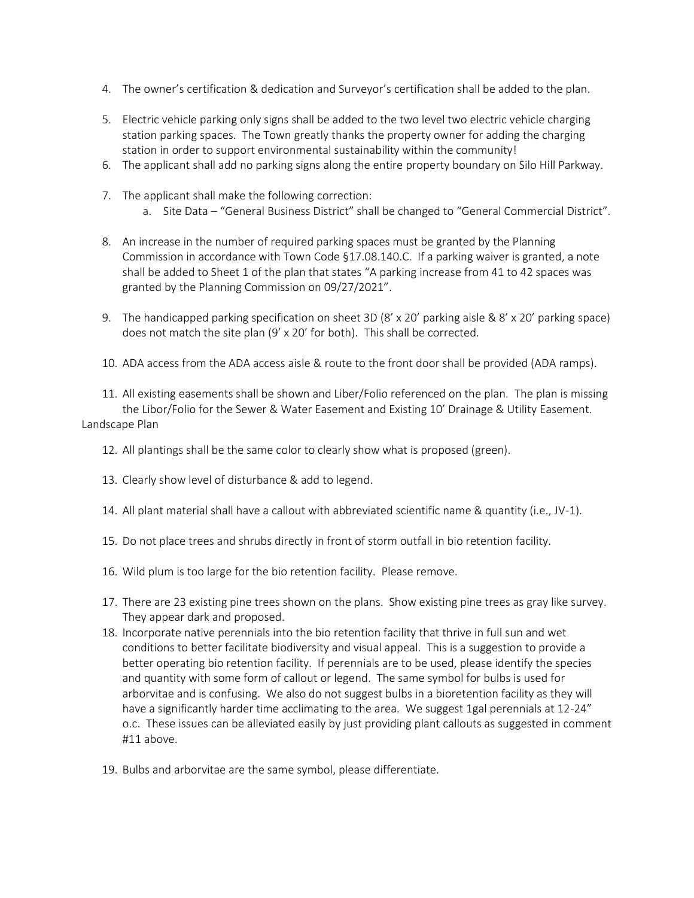4. The owner's certification & dedication and Surveyor's certification shall be added to the plan.

5. Electric vehicle parking only signs shall be added to the two level two electric vehicle charging station parking spaces. The Town greatly thanks the property owner for adding the charging station in order to support environmental sustainability within the community!

6. The applicant shall add no parking signs along the entire property boundary on Silo Hill Parkway.

7. The applicant shall make the following correction:
   a. Site Data – "General Business District" shall be changed to "General Commercial District".

8. An increase in the number of required parking spaces must be granted by the Planning Commission in accordance with Town Code §17.08.140.C. If a parking waiver is granted, a note shall be added to Sheet 1 of the plan that states "A parking increase from 41 to 42 spaces was granted by the Planning Commission on 09/27/2021".

9. The handicapped parking specification on sheet 3D (8' x 20' parking aisle & 8' x 20' parking space) does not match the site plan (9' x 20' for both). This shall be corrected.

10. ADA access from the ADA access aisle & route to the front door shall be provided (ADA ramps).

11. All existing easements shall be shown and Liber/Folio referenced on the plan. The plan is missing the Libor/Folio for the Sewer & Water Easement and Existing 10' Drainage & Utility Easement.

Landscape Plan

12. All plantings shall be the same color to clearly show what is proposed (green).

13. Clearly show level of disturbance & add to legend.

14. All plant material shall have a callout with abbreviated scientific name & quantity (i.e., JV-1).

15. Do not place trees and shrubs directly in front of storm outfall in bio retention facility.

16. Wild plum is too large for the bio retention facility. Please remove.

17. There are 23 existing pine trees shown on the plans. Show existing pine trees as gray like survey. They appear dark and proposed.

18. Incorporate native perennials into the bio retention facility that thrive in full sun and wet conditions to better facilitate biodiversity and visual appeal. This is a suggestion to provide a better operating bio retention facility. If perennials are to be used, please identify the species and quantity with some form of callout or legend. The same symbol for bulbs is used for arborvitae and is confusing. We also do not suggest bulbs in a bioretention facility as they will have a significantly harder time acclimating to the area. We suggest 1gal perennials at 12-24" o.c. These issues can be alleviated easily by just providing plant callouts as suggested in comment #11 above.

19. Bulbs and arborvitae are the same symbol, please differentiate.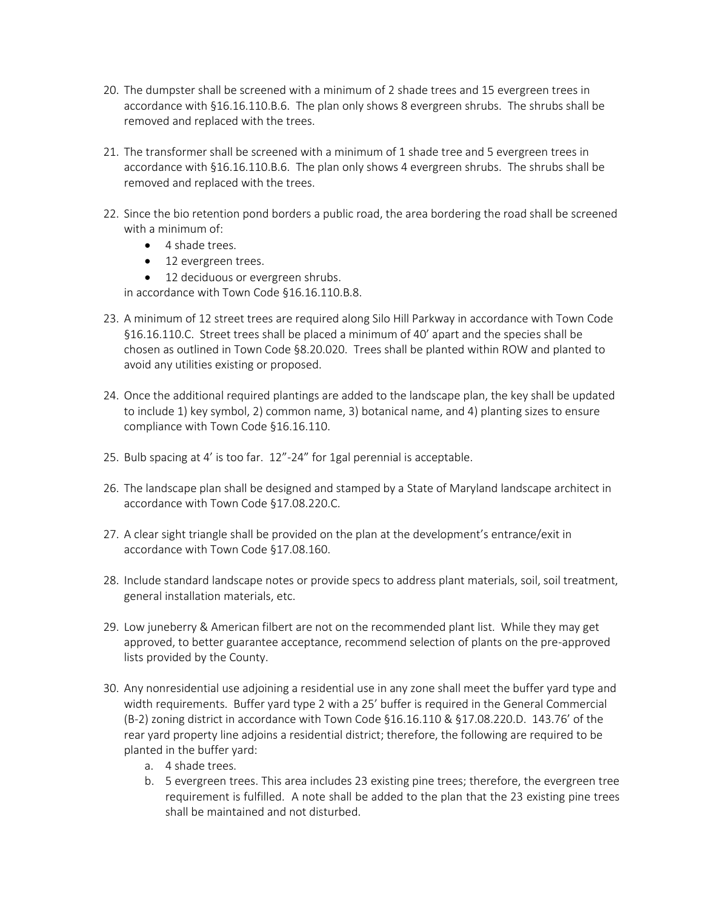20. The dumpster shall be screened with a minimum of 2 shade trees and 15 evergreen trees in accordance with §16.16.110.B.6. The plan only shows 8 evergreen shrubs. The shrubs shall be removed and replaced with the trees.

21. The transformer shall be screened with a minimum of 1 shade tree and 5 evergreen trees in accordance with §16.16.110.B.6. The plan only shows 4 evergreen shrubs. The shrubs shall be removed and replaced with the trees.

22. Since the bio retention pond borders a public road, the area bordering the road shall be screened with a minimum of:
    - 4 shade trees.
    - 12 evergreen trees.
    - 12 deciduous or evergreen shrubs.

    in accordance with Town Code §16.16.110.B.8.

23. A minimum of 12 street trees are required along Silo Hill Parkway in accordance with Town Code §16.16.110.C. Street trees shall be placed a minimum of 40' apart and the species shall be chosen as outlined in Town Code §8.20.020. Trees shall be planted within ROW and planted to avoid any utilities existing or proposed.

24. Once the additional required plantings are added to the landscape plan, the key shall be updated to include 1) key symbol, 2) common name, 3) botanical name, and 4) planting sizes to ensure compliance with Town Code §16.16.110.

25. Bulb spacing at 4' is too far. 12"-24" for 1gal perennial is acceptable.

26. The landscape plan shall be designed and stamped by a State of Maryland landscape architect in accordance with Town Code §17.08.220.C.

27. A clear sight triangle shall be provided on the plan at the development's entrance/exit in accordance with Town Code §17.08.160.

28. Include standard landscape notes or provide specs to address plant materials, soil, soil treatment, general installation materials, etc.

29. Low juneberry & American filbert are not on the recommended plant list. While they may get approved, to better guarantee acceptance, recommend selection of plants on the pre-approved lists provided by the County.

30. Any nonresidential use adjoining a residential use in any zone shall meet the buffer yard type and width requirements. Buffer yard type 2 with a 25' buffer is required in the General Commercial (B-2) zoning district in accordance with Town Code §16.16.110 & §17.08.220.D. 143.76' of the rear yard property line adjoins a residential district; therefore, the following are required to be planted in the buffer yard:
    a. 4 shade trees.
    b. 5 evergreen trees. This area includes 23 existing pine trees; therefore, the evergreen tree requirement is fulfilled. A note shall be added to the plan that the 23 existing pine trees shall be maintained and not disturbed.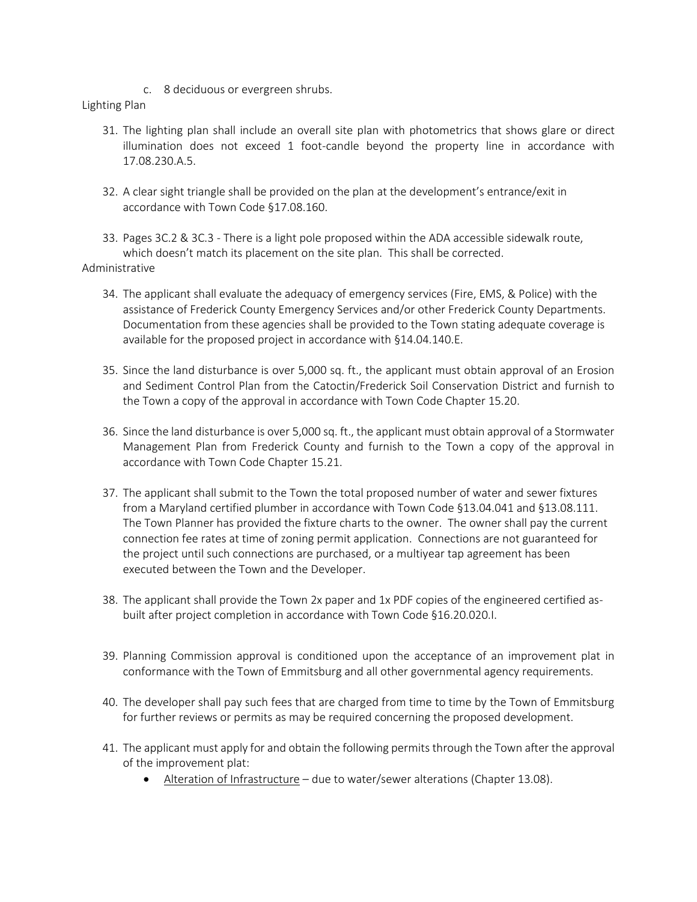c. 8 deciduous or evergreen shrubs.

Lighting Plan

31. The lighting plan shall include an overall site plan with photometrics that shows glare or direct illumination does not exceed 1 foot-candle beyond the property line in accordance with 17.08.230.A.5.

32. A clear sight triangle shall be provided on the plan at the development's entrance/exit in accordance with Town Code §17.08.160.

33. Pages 3C.2 & 3C.3 - There is a light pole proposed within the ADA accessible sidewalk route, which doesn't match its placement on the site plan. This shall be corrected.

Administrative

34. The applicant shall evaluate the adequacy of emergency services (Fire, EMS, & Police) with the assistance of Frederick County Emergency Services and/or other Frederick County Departments. Documentation from these agencies shall be provided to the Town stating adequate coverage is available for the proposed project in accordance with §14.04.140.E.

35. Since the land disturbance is over 5,000 sq. ft., the applicant must obtain approval of an Erosion and Sediment Control Plan from the Catoctin/Frederick Soil Conservation District and furnish to the Town a copy of the approval in accordance with Town Code Chapter 15.20.

36. Since the land disturbance is over 5,000 sq. ft., the applicant must obtain approval of a Stormwater Management Plan from Frederick County and furnish to the Town a copy of the approval in accordance with Town Code Chapter 15.21.

37. The applicant shall submit to the Town the total proposed number of water and sewer fixtures from a Maryland certified plumber in accordance with Town Code §13.04.041 and §13.08.111. The Town Planner has provided the fixture charts to the owner. The owner shall pay the current connection fee rates at time of zoning permit application. Connections are not guaranteed for the project until such connections are purchased, or a multiyear tap agreement has been executed between the Town and the Developer.

38. The applicant shall provide the Town 2x paper and 1x PDF copies of the engineered certified as-built after project completion in accordance with Town Code §16.20.020.I.

39. Planning Commission approval is conditioned upon the acceptance of an improvement plat in conformance with the Town of Emmitsburg and all other governmental agency requirements.

40. The developer shall pay such fees that are charged from time to time by the Town of Emmitsburg for further reviews or permits as may be required concerning the proposed development.

41. The applicant must apply for and obtain the following permits through the Town after the approval of the improvement plat:
    - Alteration of Infrastructure – due to water/sewer alterations (Chapter 13.08).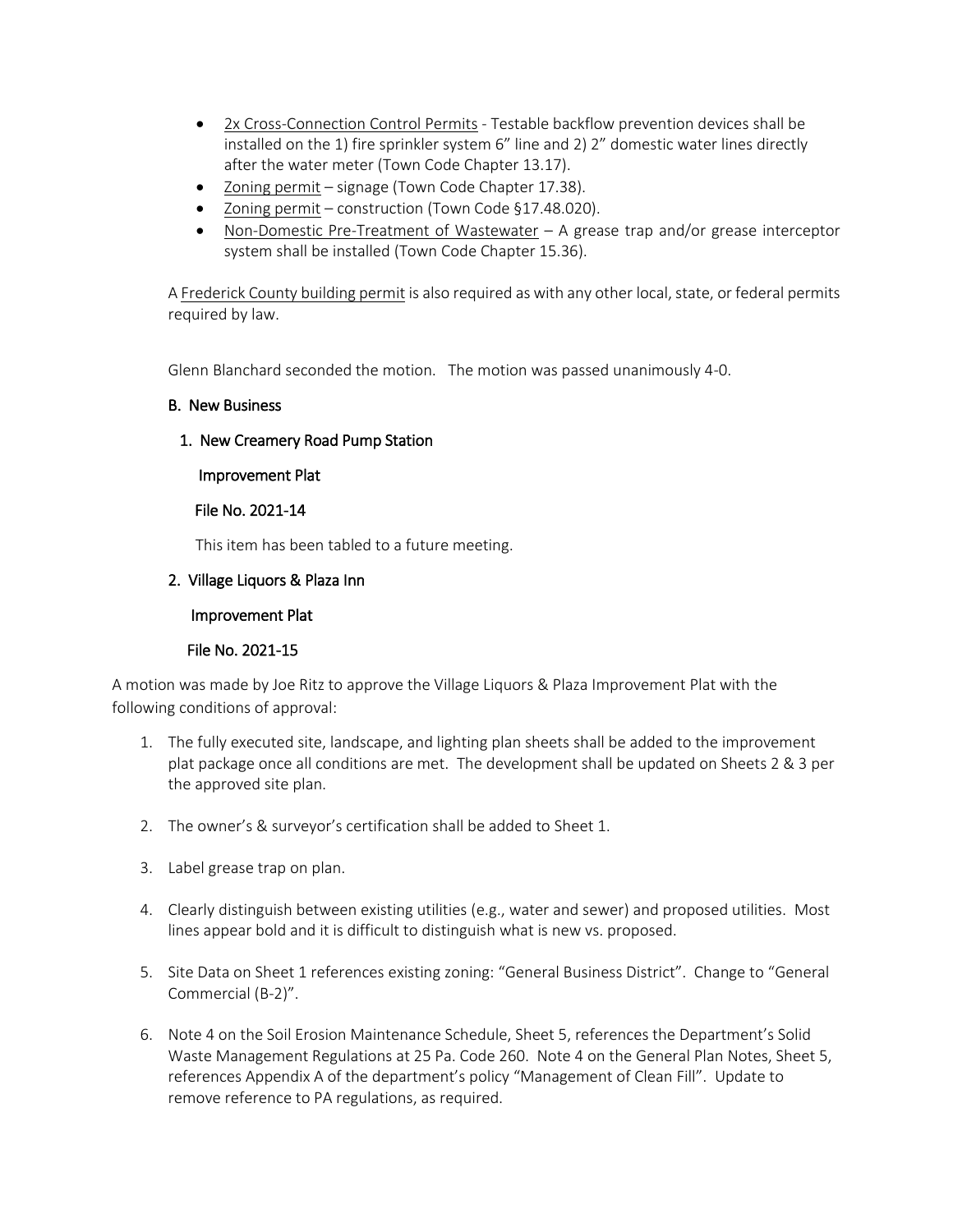- <u>2x Cross-Connection Control Permits</u> - Testable backflow prevention devices shall be installed on the 1) fire sprinkler system 6" line and 2) 2" domestic water lines directly after the water meter (Town Code Chapter 13.17).
- <u>Zoning permit</u> – signage (Town Code Chapter 17.38).
- <u>Zoning permit</u> – construction (Town Code §17.48.020).
- <u>Non-Domestic Pre-Treatment of Wastewater</u> – A grease trap and/or grease interceptor system shall be installed (Town Code Chapter 15.36).

A <u>Frederick County building permit</u> is also required as with any other local, state, or federal permits required by law.

Glenn Blanchard seconded the motion. The motion was passed unanimously 4-0.

### B. New Business

#### 1. New Creamery Road Pump Station

Improvement Plat

File No. 2021-14

This item has been tabled to a future meeting.

#### 2. Village Liquors & Plaza Inn

Improvement Plat

File No. 2021-15

A motion was made by Joe Ritz to approve the Village Liquors & Plaza Improvement Plat with the following conditions of approval:

1. The fully executed site, landscape, and lighting plan sheets shall be added to the improvement plat package once all conditions are met. The development shall be updated on Sheets 2 & 3 per the approved site plan.

2. The owner's & surveyor's certification shall be added to Sheet 1.

3. Label grease trap on plan.

4. Clearly distinguish between existing utilities (e.g., water and sewer) and proposed utilities. Most lines appear bold and it is difficult to distinguish what is new vs. proposed.

5. Site Data on Sheet 1 references existing zoning: "General Business District". Change to "General Commercial (B-2)".

6. Note 4 on the Soil Erosion Maintenance Schedule, Sheet 5, references the Department's Solid Waste Management Regulations at 25 Pa. Code 260. Note 4 on the General Plan Notes, Sheet 5, references Appendix A of the department's policy "Management of Clean Fill". Update to remove reference to PA regulations, as required.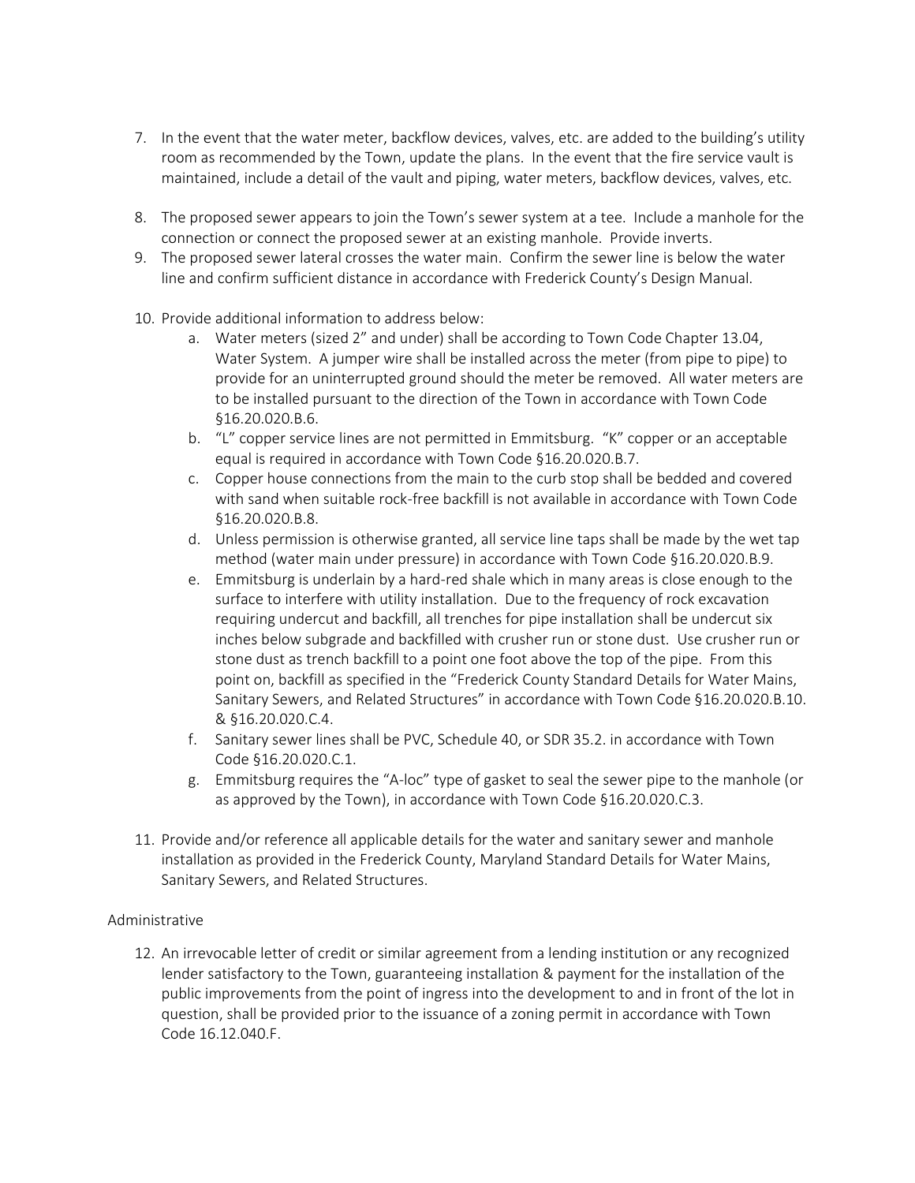7. In the event that the water meter, backflow devices, valves, etc. are added to the building's utility room as recommended by the Town, update the plans. In the event that the fire service vault is maintained, include a detail of the vault and piping, water meters, backflow devices, valves, etc.

8. The proposed sewer appears to join the Town's sewer system at a tee. Include a manhole for the connection or connect the proposed sewer at an existing manhole. Provide inverts.
9. The proposed sewer lateral crosses the water main. Confirm the sewer line is below the water line and confirm sufficient distance in accordance with Frederick County's Design Manual.

10. Provide additional information to address below:
    a. Water meters (sized 2" and under) shall be according to Town Code Chapter 13.04, Water System. A jumper wire shall be installed across the meter (from pipe to pipe) to provide for an uninterrupted ground should the meter be removed. All water meters are to be installed pursuant to the direction of the Town in accordance with Town Code §16.20.020.B.6.
    b. "L" copper service lines are not permitted in Emmitsburg. "K" copper or an acceptable equal is required in accordance with Town Code §16.20.020.B.7.
    c. Copper house connections from the main to the curb stop shall be bedded and covered with sand when suitable rock-free backfill is not available in accordance with Town Code §16.20.020.B.8.
    d. Unless permission is otherwise granted, all service line taps shall be made by the wet tap method (water main under pressure) in accordance with Town Code §16.20.020.B.9.
    e. Emmitsburg is underlain by a hard-red shale which in many areas is close enough to the surface to interfere with utility installation. Due to the frequency of rock excavation requiring undercut and backfill, all trenches for pipe installation shall be undercut six inches below subgrade and backfilled with crusher run or stone dust. Use crusher run or stone dust as trench backfill to a point one foot above the top of the pipe. From this point on, backfill as specified in the "Frederick County Standard Details for Water Mains, Sanitary Sewers, and Related Structures" in accordance with Town Code §16.20.020.B.10. & §16.20.020.C.4.
    f. Sanitary sewer lines shall be PVC, Schedule 40, or SDR 35.2. in accordance with Town Code §16.20.020.C.1.
    g. Emmitsburg requires the "A-loc" type of gasket to seal the sewer pipe to the manhole (or as approved by the Town), in accordance with Town Code §16.20.020.C.3.

11. Provide and/or reference all applicable details for the water and sanitary sewer and manhole installation as provided in the Frederick County, Maryland Standard Details for Water Mains, Sanitary Sewers, and Related Structures.

Administrative

12. An irrevocable letter of credit or similar agreement from a lending institution or any recognized lender satisfactory to the Town, guaranteeing installation & payment for the installation of the public improvements from the point of ingress into the development to and in front of the lot in question, shall be provided prior to the issuance of a zoning permit in accordance with Town Code 16.12.040.F.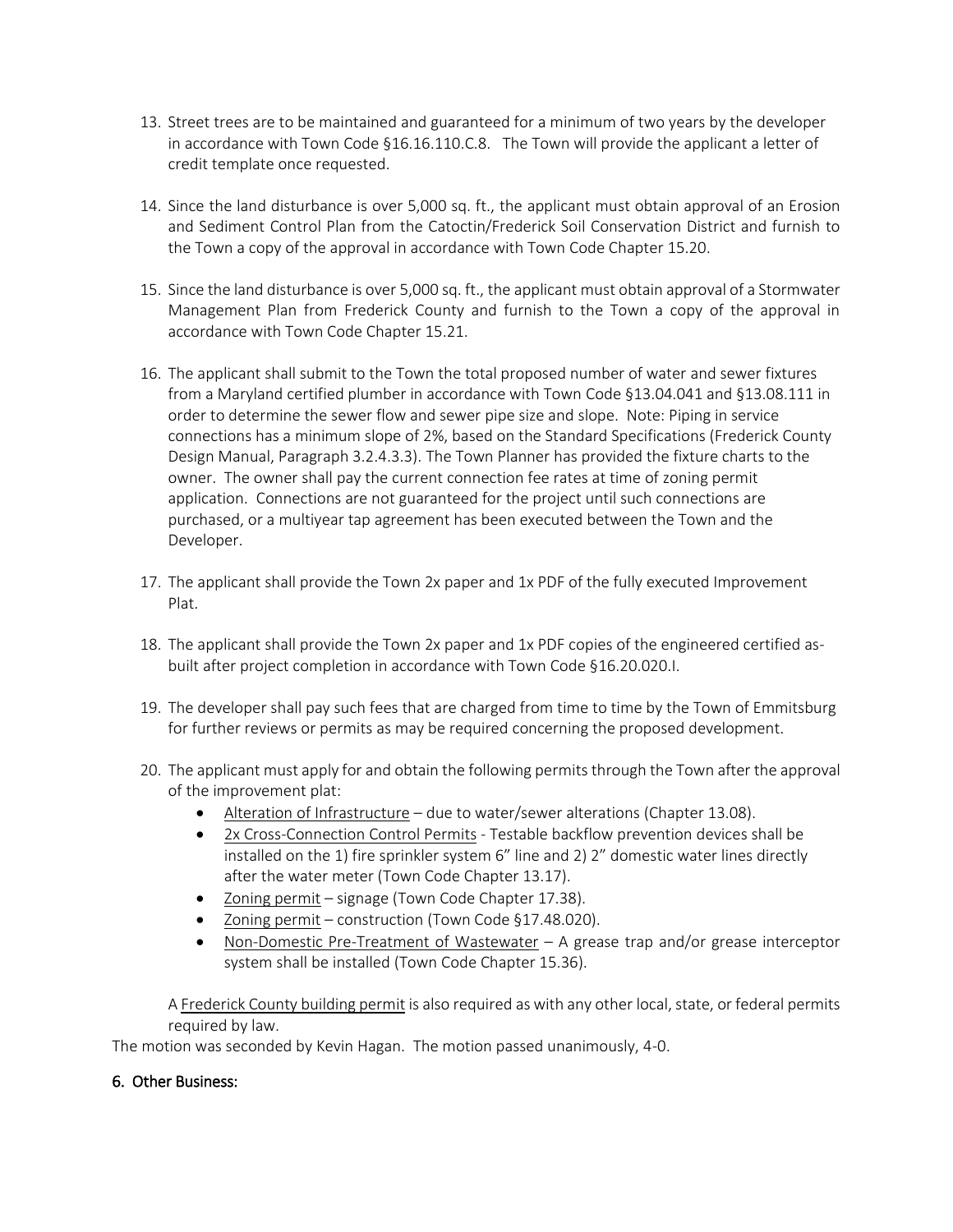13. Street trees are to be maintained and guaranteed for a minimum of two years by the developer in accordance with Town Code §16.16.110.C.8. The Town will provide the applicant a letter of credit template once requested.

14. Since the land disturbance is over 5,000 sq. ft., the applicant must obtain approval of an Erosion and Sediment Control Plan from the Catoctin/Frederick Soil Conservation District and furnish to the Town a copy of the approval in accordance with Town Code Chapter 15.20.

15. Since the land disturbance is over 5,000 sq. ft., the applicant must obtain approval of a Stormwater Management Plan from Frederick County and furnish to the Town a copy of the approval in accordance with Town Code Chapter 15.21.

16. The applicant shall submit to the Town the total proposed number of water and sewer fixtures from a Maryland certified plumber in accordance with Town Code §13.04.041 and §13.08.111 in order to determine the sewer flow and sewer pipe size and slope. Note: Piping in service connections has a minimum slope of 2%, based on the Standard Specifications (Frederick County Design Manual, Paragraph 3.2.4.3.3). The Town Planner has provided the fixture charts to the owner. The owner shall pay the current connection fee rates at time of zoning permit application. Connections are not guaranteed for the project until such connections are purchased, or a multiyear tap agreement has been executed between the Town and the Developer.

17. The applicant shall provide the Town 2x paper and 1x PDF of the fully executed Improvement Plat.

18. The applicant shall provide the Town 2x paper and 1x PDF copies of the engineered certified as-built after project completion in accordance with Town Code §16.20.020.I.

19. The developer shall pay such fees that are charged from time to time by the Town of Emmitsburg for further reviews or permits as may be required concerning the proposed development.

20. The applicant must apply for and obtain the following permits through the Town after the approval of the improvement plat:
    - Alteration of Infrastructure – due to water/sewer alterations (Chapter 13.08).
    - 2x Cross-Connection Control Permits - Testable backflow prevention devices shall be installed on the 1) fire sprinkler system 6" line and 2) 2" domestic water lines directly after the water meter (Town Code Chapter 13.17).
    - Zoning permit – signage (Town Code Chapter 17.38).
    - Zoning permit – construction (Town Code §17.48.020).
    - Non-Domestic Pre-Treatment of Wastewater – A grease trap and/or grease interceptor system shall be installed (Town Code Chapter 15.36).

    A Frederick County building permit is also required as with any other local, state, or federal permits required by law.

The motion was seconded by Kevin Hagan. The motion passed unanimously, 4-0.

## 6. Other Business: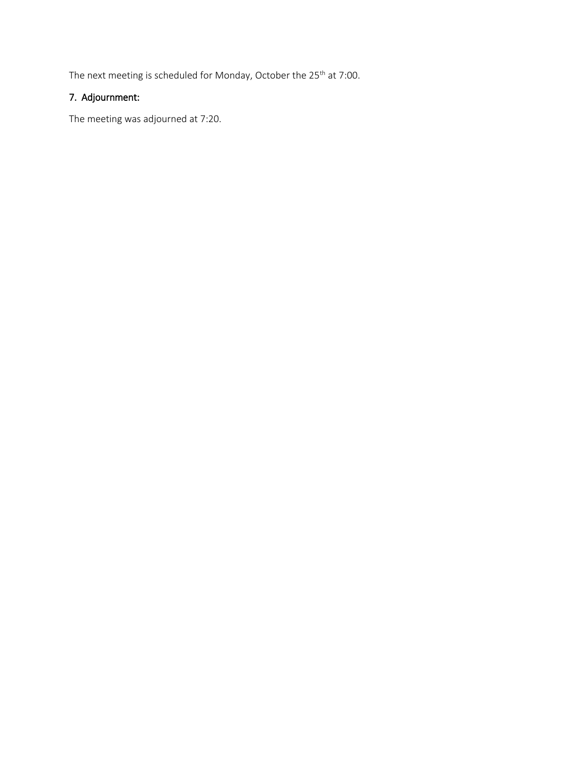The next meeting is scheduled for Monday, October the 25th at 7:00.

## 7. Adjournment:

The meeting was adjourned at 7:20.